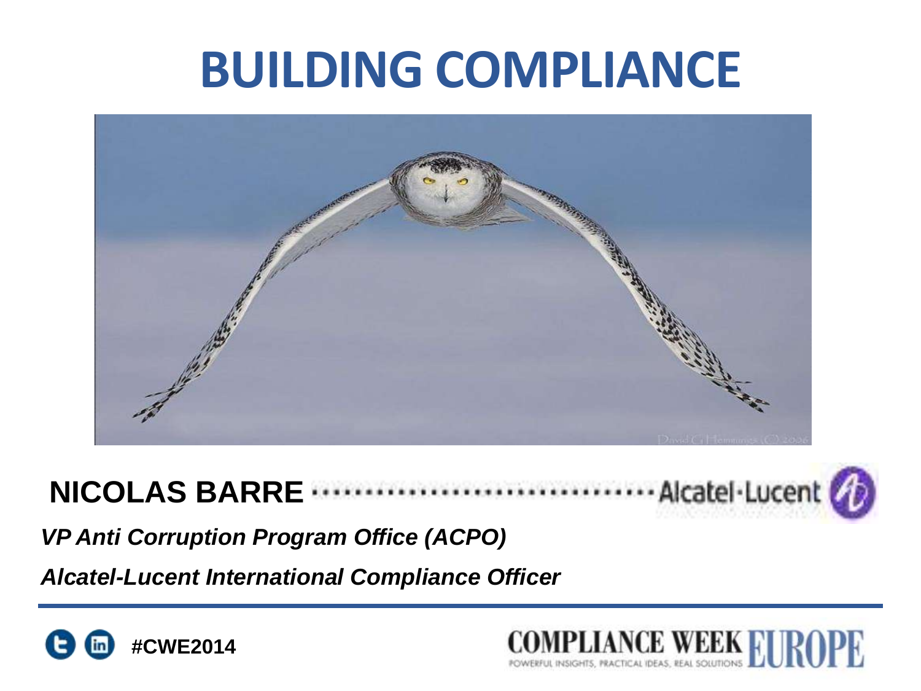# BUILDING COMPLIANCE

**NICOLAS BARRE** ································ Alcatel·Lucent

***VP Anti Corruption Program Office (ACPO)***

***Alcatel-Lucent International Compliance Officer***

**#CWE2014**

COMPLIANCE WEEK EUROPE
POWERFUL INSIGHTS, PRACTICAL IDEAS, REAL SOLUTIONS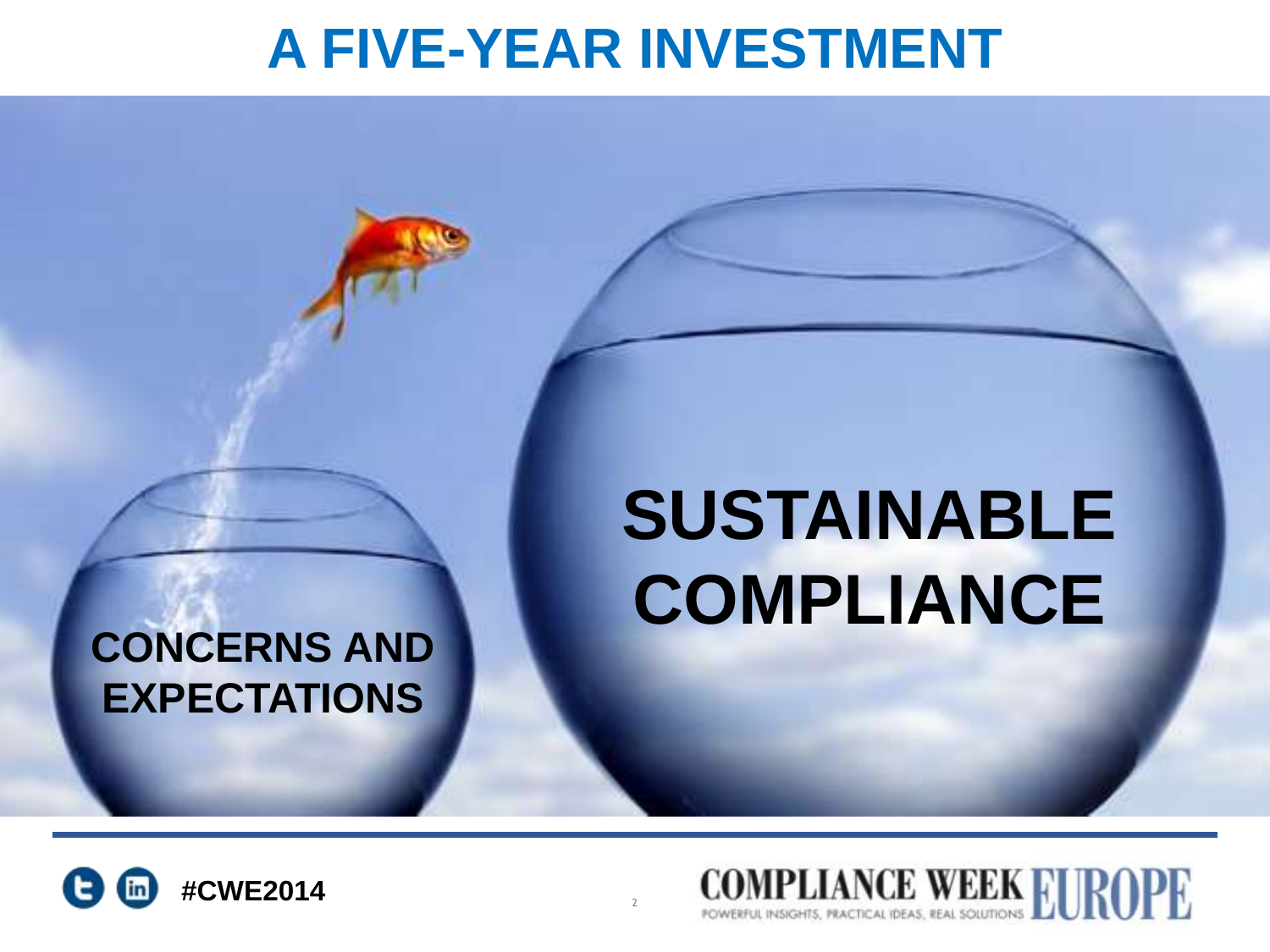# A FIVE-YEAR INVESTMENT

**CONCERNS AND EXPECTATIONS**

**SUSTAINABLE COMPLIANCE**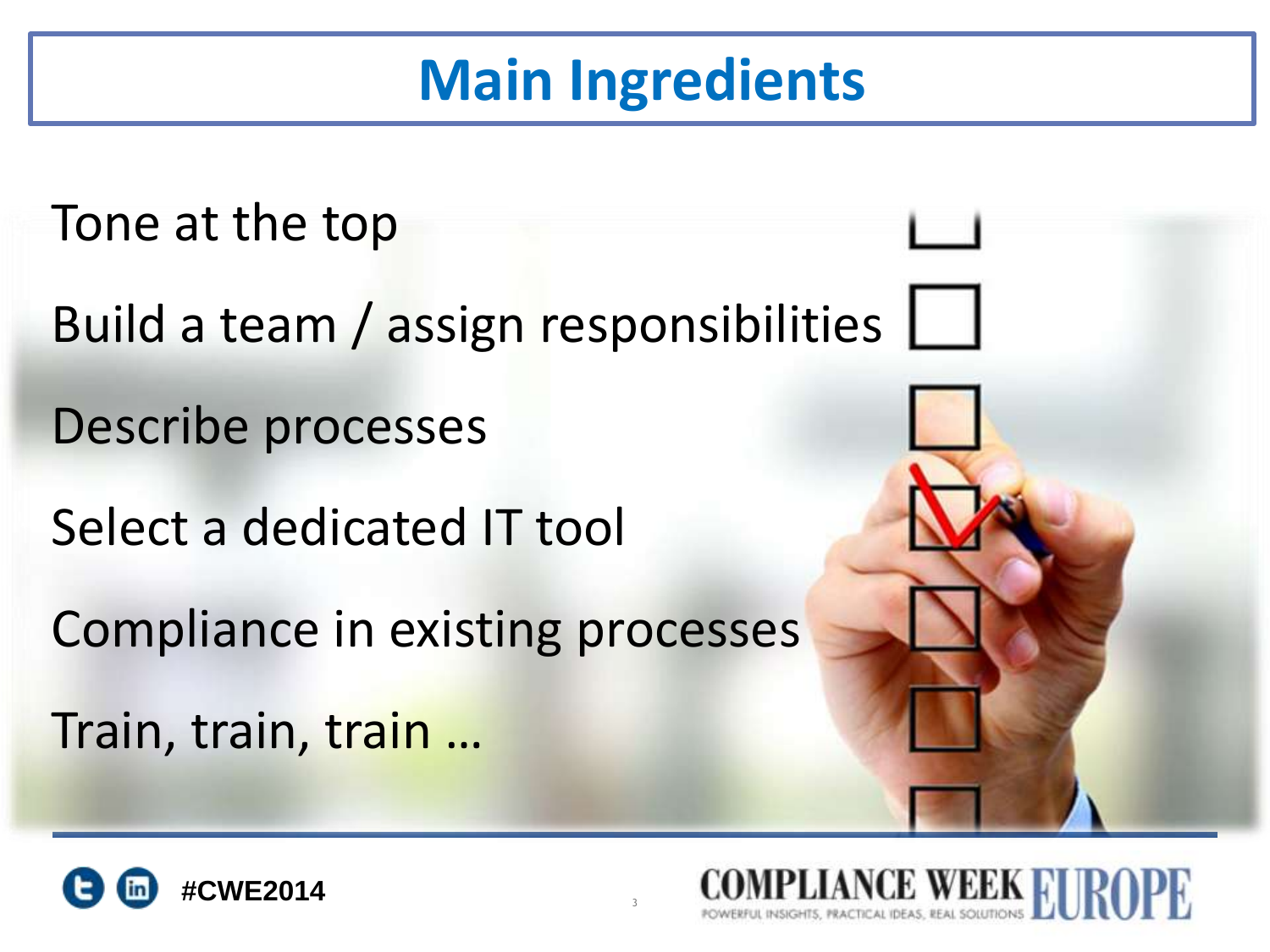# Main Ingredients

- Tone at the top
- Build a team / assign responsibilities
- Describe processes
- Select a dedicated IT tool
- Compliance in existing processes
- Train, train, train …

#CWE2014

COMPLIANCE WEEK EUROPE
POWERFUL INSIGHTS, PRACTICAL IDEAS, REAL SOLUTIONS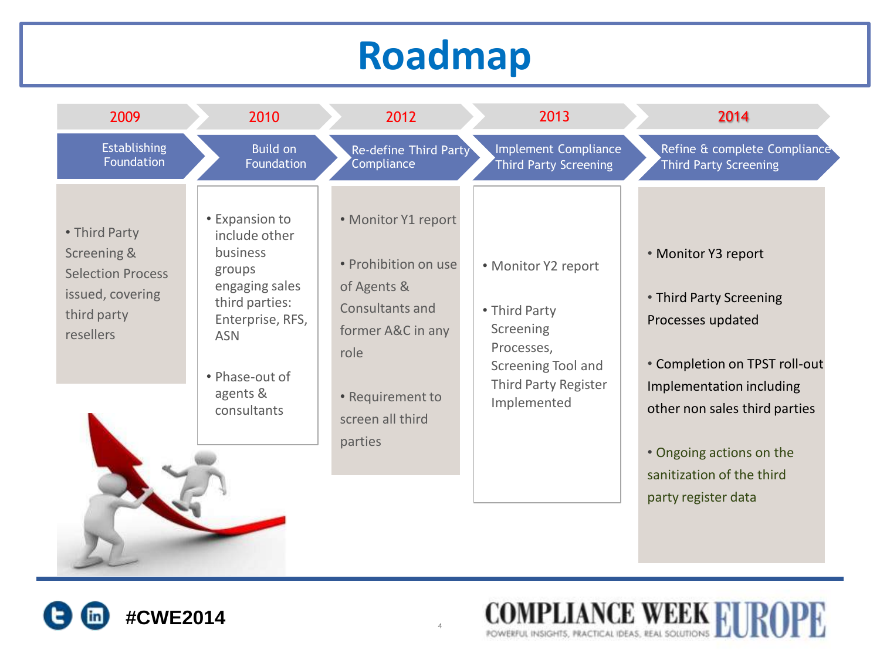# Roadmap

| 2009 | 2010 | 2012 | 2013 | 2014 |
|---|---|---|---|---|
| Establishing Foundation | Build on Foundation | Re-define Third Party Compliance | Implement Compliance Third Party Screening | Refine & complete Compliance Third Party Screening |
| • Third Party Screening & Selection Process issued, covering third party resellers | • Expansion to include other business groups engaging sales third parties: Enterprise, RFS, ASN<br>• Phase-out of agents & consultants | • Monitor Y1 report<br>• Prohibition on use of Agents & Consultants and former A&C in any role<br>• Requirement to screen all third parties | • Monitor Y2 report<br>• Third Party Screening Processes, Screening Tool and Third Party Register Implemented | • Monitor Y3 report<br>• Third Party Screening Processes updated<br>• Completion on TPST roll-out Implementation including other non sales third parties<br>• Ongoing actions on the sanitization of the third party register data |

#CWE2014

COMPLIANCE WEEK EUROPE
POWERFUL INSIGHTS, PRACTICAL IDEAS, REAL SOLUTIONS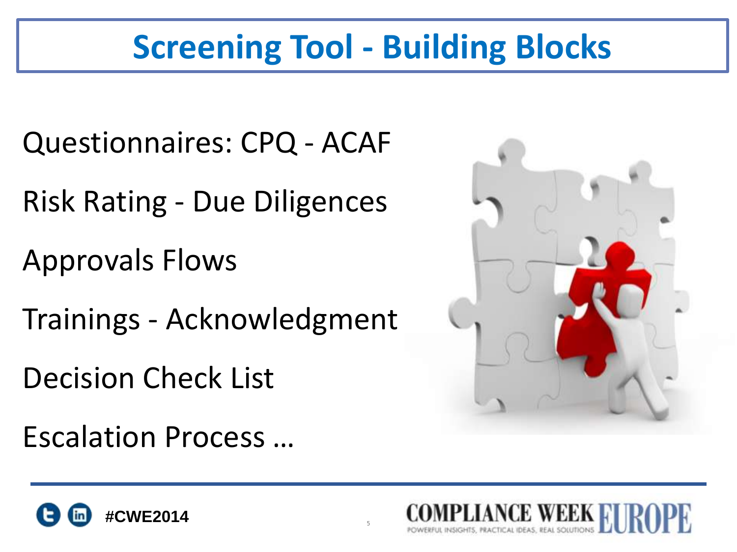# Screening Tool - Building Blocks

Questionnaires: CPQ - ACAF

Risk Rating - Due Diligences

Approvals Flows

Trainings - Acknowledgment

Decision Check List

Escalation Process …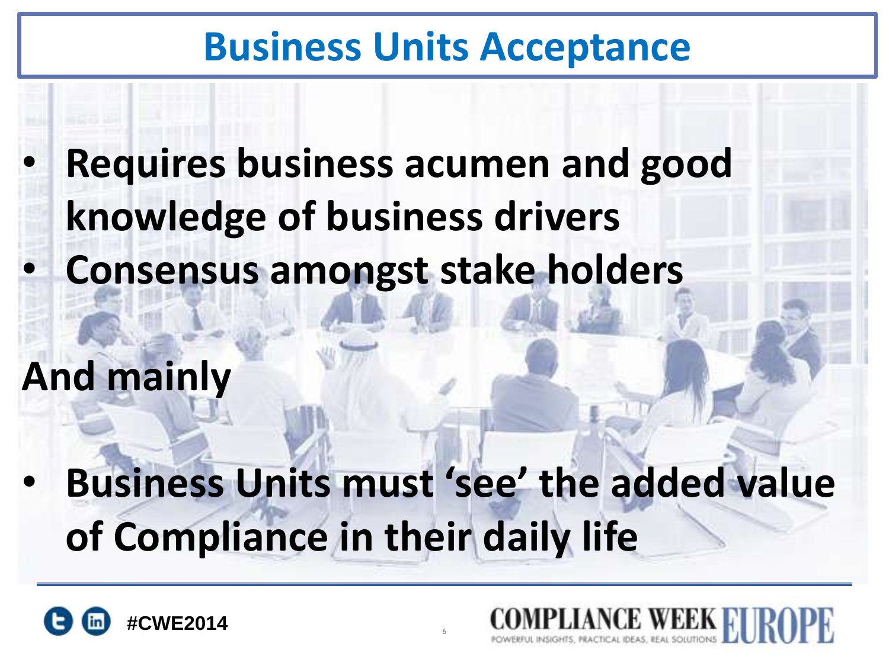# Business Units Acceptance

- Requires business acumen and good knowledge of business drivers
- Consensus amongst stake holders

**And mainly**

- Business Units must 'see' the added value of Compliance in their daily life